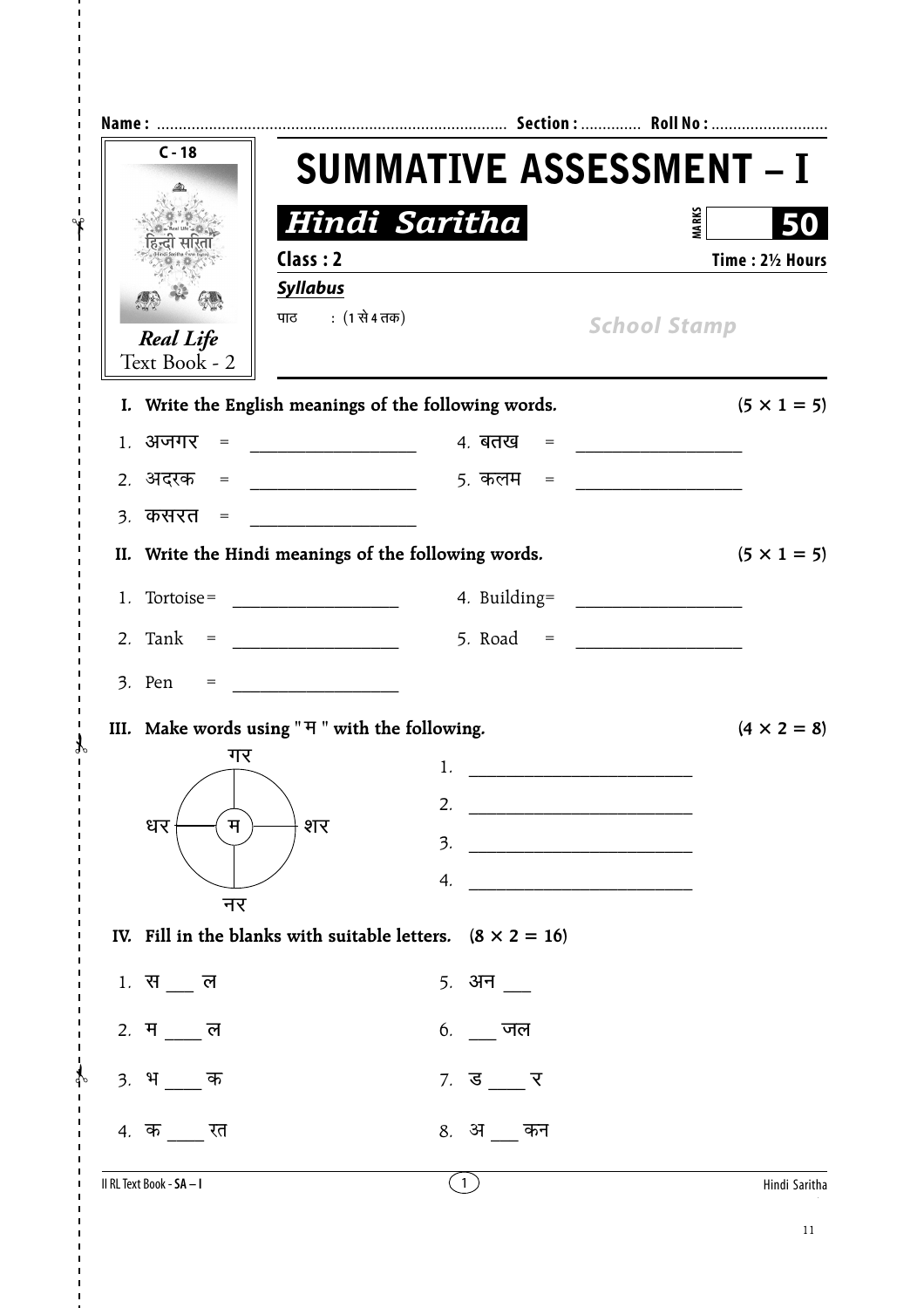Name : ................................................................................ Section : ............. Roll No : ..........................

C - 18

हिन्दी सरिता

*Real Life*
Text Book - 2

# SUMMATIVE ASSESSMENT – I

## *Hindi Saritha*

MARKS **50**

**Class : 2** **Time : 2½ Hours**

***Syllabus***

पाठ : (1 से 4 तक)

*School Stamp*

**I. Write the English meanings of the following words.** **(5 × 1 = 5)**

1. अजगर = ___________________
2. अदरक = ___________________
3. कसरत = ___________________
4. बतख = ___________________
5. कलम = ___________________

**II. Write the Hindi meanings of the following words.** **(5 × 1 = 5)**

1. Tortoise = ___________________
2. Tank = ___________________
3. Pen = ___________________
4. Building = ___________________
5. Road = ___________________

**III. Make words using " म " with the following.** **(4 × 2 = 8)**

गर, धर, म, शर, नर

1. _________________________
2. _________________________
3. _________________________
4. _________________________

**IV. Fill in the blanks with suitable letters.** **(8 × 2 = 16)**

1. स ___ ल
2. म ____ ल
3. भ ____ क
4. क ____ रत
5. अन ___
6. ___ जल
7. ड ____ र
8. अ ___ कन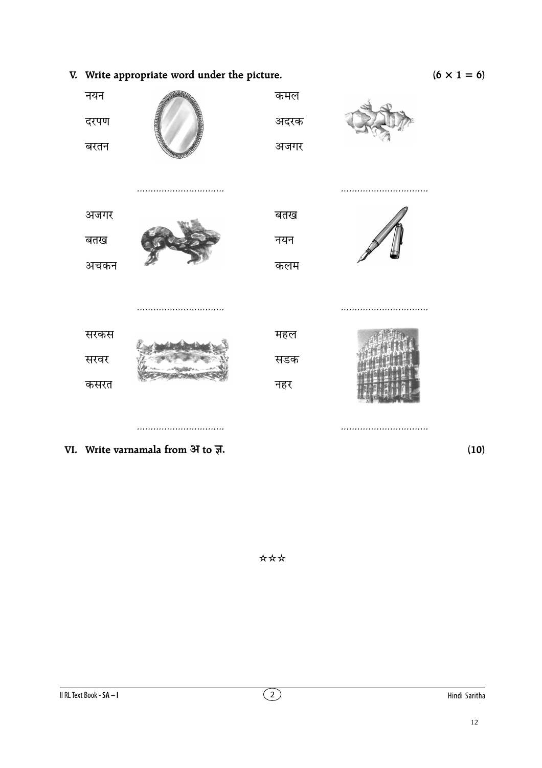**V. Write appropriate word under the picture.** **(6 × 1 = 6)**

नयन
दरपण
बरतन

................................

कमल
अदरक
अजगर

................................

अजगर
बतख
अचकन

................................

बतख
नयन
कलम

................................

सरकस
सरवर
कसरत

................................

महल
सडक
नहर

................................

**VI. Write varnamala from अ to ज्ञ.** **(10)**

☆☆☆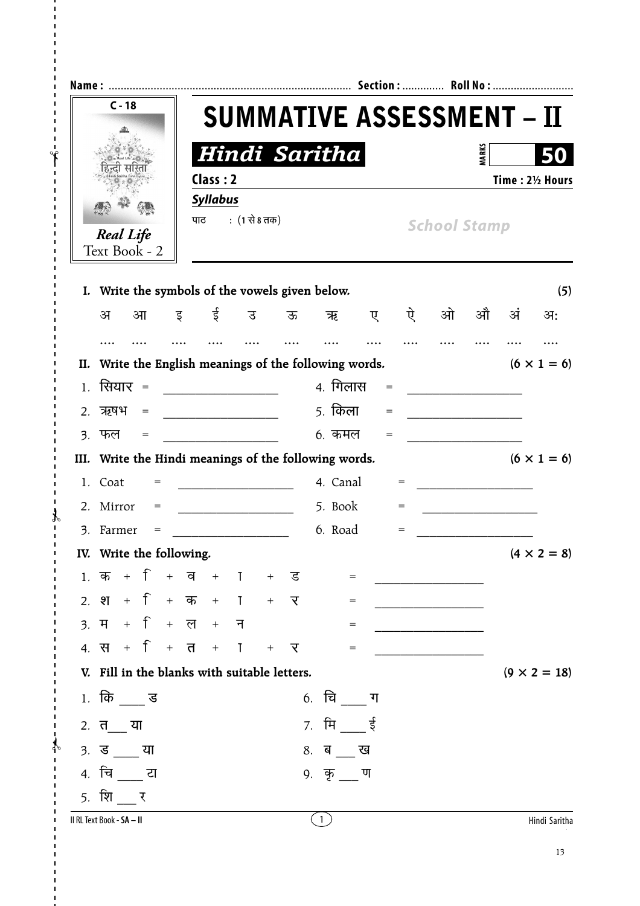Name : ................................................................................. Section : ............. Roll No : ...........................

C - 18

हिन्दी सरिता

*Real Life*
Text Book - 2

# SUMMATIVE ASSESSMENT – II

## *Hindi Saritha*

MARKS **50**

**Class : 2** **Time : 2½ Hours**

***Syllabus***

पाठ : (1 से 8 तक)

*School Stamp*

**I. Write the symbols of the vowels given below.** **(5)**

| अ | आ | इ | ई | उ | ऊ | ऋ | ए | ऐ | ओ | औ | अं | अ: |
|---|---|---|---|---|---|---|---|---|---|---|---|---|
| .... | .... | .... | .... | .... | .... | .... | .... | .... | .... | .... | .... | .... |

**II. Write the English meanings of the following words.** **(6 × 1 = 6)**

1. सियार = ________________ 4. गिलास = ________________
2. ऋषभ = ________________ 5. किला = ________________
3. फल = ________________ 6. कमल = ________________

**III. Write the Hindi meanings of the following words.** **(6 × 1 = 6)**

1. Coat = ________________ 4. Canal = ________________
2. Mirror = ________________ 5. Book = ________________
3. Farmer = ________________ 6. Road = ________________

**IV. Write the following.** **(4 × 2 = 8)**

1. क + ि + व + ा + ड = ________________
2. श + ि + क + ा + र = ________________
3. म + ि + ल + न = ________________
4. स + ि + त + ा + र = ________________

**V. Fill in the blanks with suitable letters.** **(9 × 2 = 18)**

1. कि ____ ड
2. त___ या
3. ड ____ या
4. चि ____ टा
5. शि ___ र
6. चि ____ ग
7. मि ____ ई
8. ब ___ ख
9. कृ ___ ण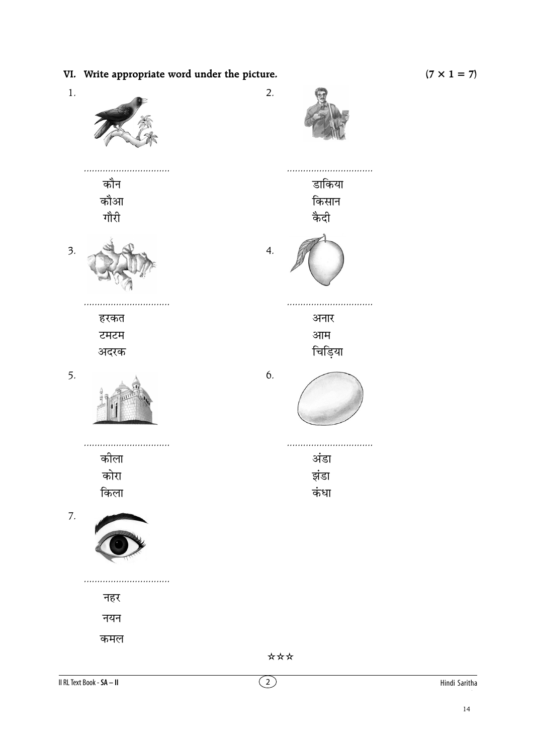## VI. Write appropriate word under the picture. (7 × 1 = 7)

1. ................................

   कौन
   कौआ
   गौरी

2. ................................

   डाकिया
   किसान
   कैदी

3. ................................

   हरकत
   टमटम
   अदरक

4. ................................

   अनार
   आम
   चिड़िया

5. ................................

   कीला
   कोरा
   किला

6. ................................

   अंडा
   झंडा
   कंधा

7. ................................

   नहर
   नयन
   कमल

☆☆☆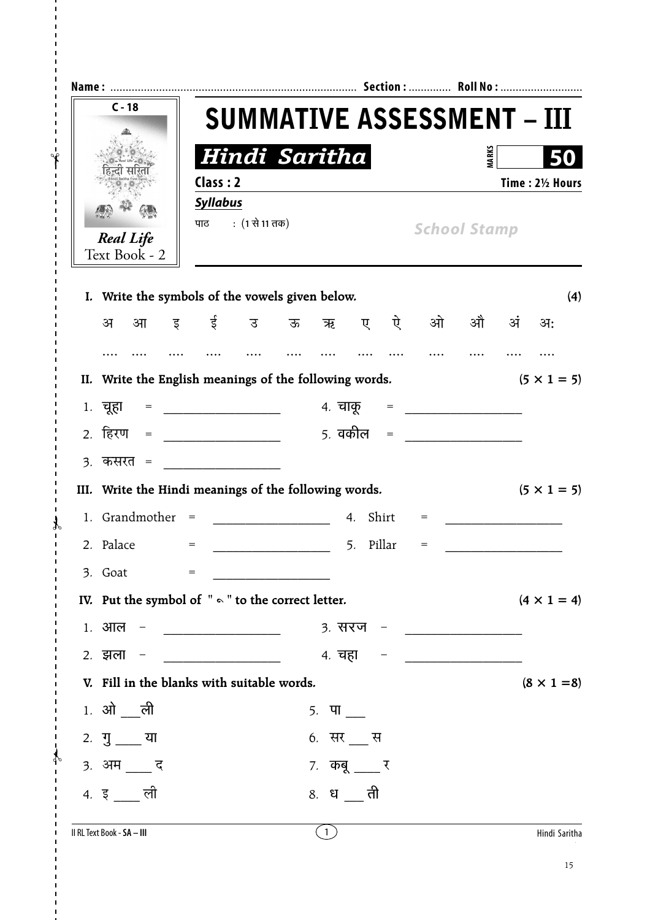Name : ................................................................................. Section : ............. Roll No : ...........................

C - 18

हिन्दी सरिता

*Real Life*
Text Book - 2

# SUMMATIVE ASSESSMENT – III

## *Hindi Saritha*

MARKS **50**

**Class : 2** **Time : 2½ Hours**

***Syllabus***

पाठ : (1 से 11 तक)

*School Stamp*

**I. Write the symbols of the vowels given below.** **(4)**

अ आ इ ई उ ऊ ऋ ए ऐ ओ औ अं अः

.... .... .... .... .... .... .... .... .... .... .... .... ....

**II. Write the English meanings of the following words.** **(5 × 1 = 5)**

1. चूहा = ________________
2. हिरण = ________________
3. कसरत = ________________
4. चाकू = ________________
5. वकील = ________________

**III. Write the Hindi meanings of the following words.** **(5 × 1 = 5)**

1. Grandmother = ________________
2. Palace = ________________
3. Goat = ________________
4. Shirt = ________________
5. Pillar = ________________

**IV. Put the symbol of " ॅ " to the correct letter.** **(4 × 1 = 4)**

1. आल – ________________
2. झला – ________________
3. सरज – ________________
4. चहा – ________________

**V. Fill in the blanks with suitable words.** **(8 × 1 =8)**

1. ओ ___ली
2. गु ____ या
3. अम ____ द
4. इ ____ ली
5. पा ___
6. सर ___ स
7. कबू ____ र
8. ध ___ ती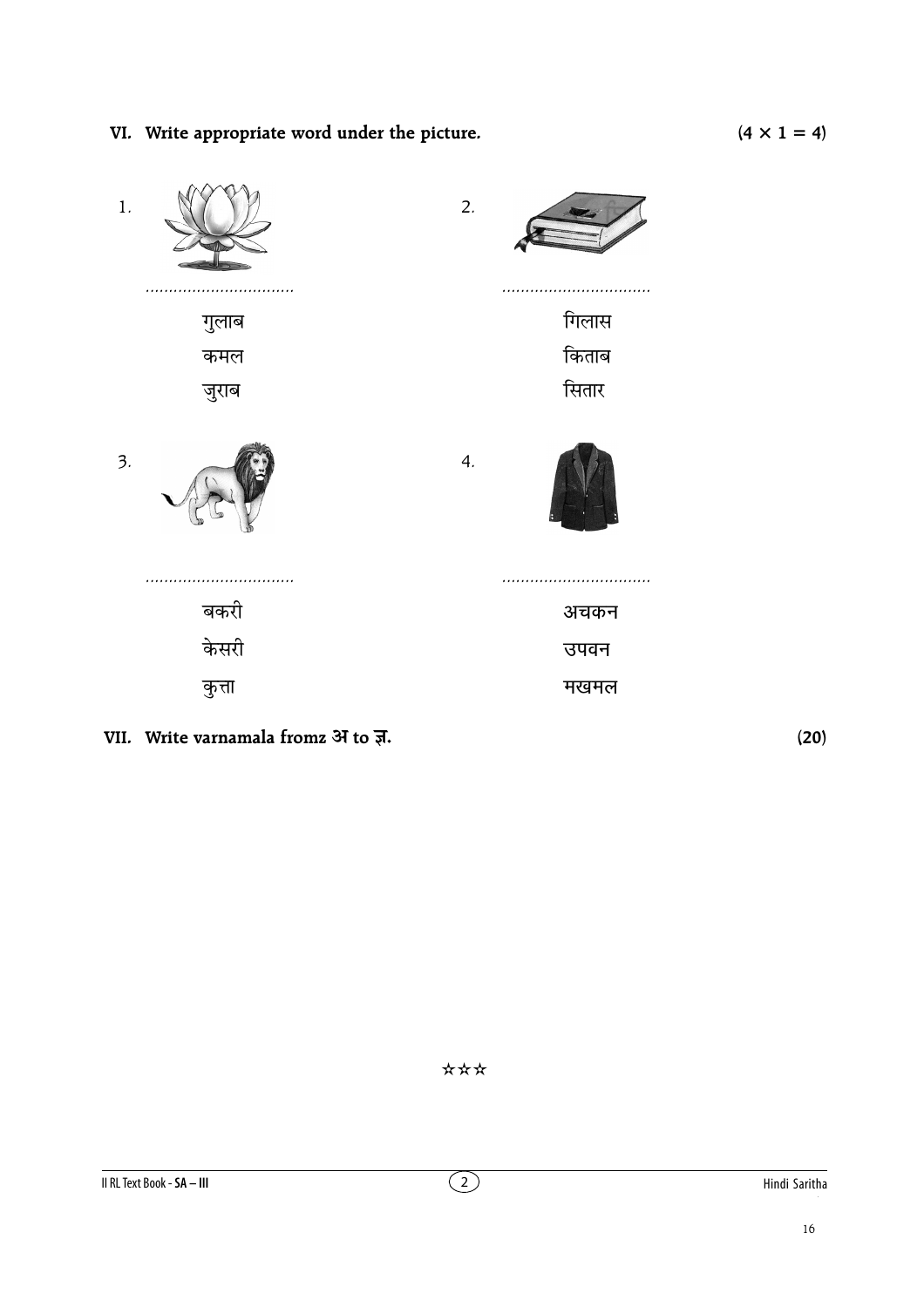**VI. Write appropriate word under the picture.** **(4 × 1 = 4)**

1.

................................

गुलाब
कमल
जुराब

2.

................................

गिलास
किताब
सितार

3.

................................

बकरी
केसरी
कुत्ता

4.

................................

अचकन
उपवन
मखमल

**VII. Write varnamala fromz अ to ज्ञ.** **(20)**

☆☆☆